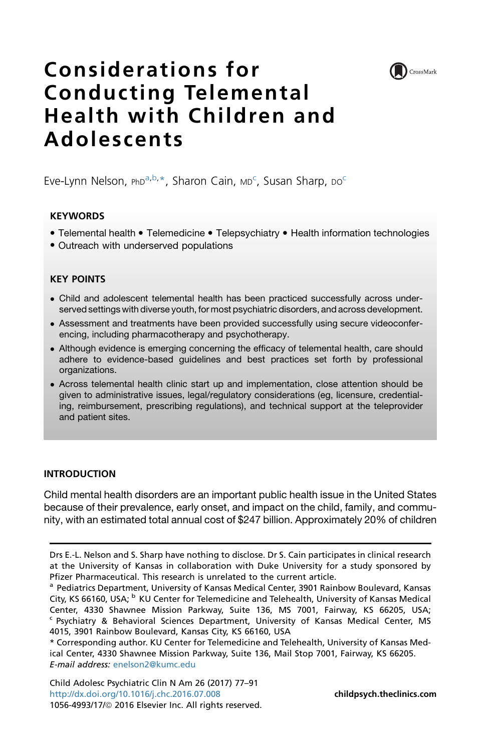# Considerations for Conducting Telemental Health with Children and Adolescents

Eve-Lynn Nelson, PhD[a,b,*], Sharon Cain, MD[c], Susan Sharp, DO[c]

## KEYWORDS

- Telemental health • Telemedicine • Telepsychiatry • Health information technologies
- Outreach with underserved populations

## KEY POINTS

- Child and adolescent telemental health has been practiced successfully across underserved settings with diverse youth, for most psychiatric disorders, and across development.
- Assessment and treatments have been provided successfully using secure videoconferencing, including pharmacotherapy and psychotherapy.
- Although evidence is emerging concerning the efficacy of telemental health, care should adhere to evidence-based guidelines and best practices set forth by professional organizations.
- Across telemental health clinic start up and implementation, close attention should be given to administrative issues, legal/regulatory considerations (eg, licensure, credentialing, reimbursement, prescribing regulations), and technical support at the teleprovider and patient sites.

## INTRODUCTION

Child mental health disorders are an important public health issue in the United States because of their prevalence, early onset, and impact on the child, family, and community, with an estimated total annual cost of $247 billion. Approximately 20% of children

---

Drs E.-L. Nelson and S. Sharp have nothing to disclose. Dr S. Cain participates in clinical research at the University of Kansas in collaboration with Duke University for a study sponsored by Pfizer Pharmaceutical. This research is unrelated to the current article.

[a] Pediatrics Department, University of Kansas Medical Center, 3901 Rainbow Boulevard, Kansas City, KS 66160, USA; [b] KU Center for Telemedicine and Telehealth, University of Kansas Medical Center, 4330 Shawnee Mission Parkway, Suite 136, MS 7001, Fairway, KS 66205, USA; [c] Psychiatry & Behavioral Sciences Department, University of Kansas Medical Center, MS 4015, 3901 Rainbow Boulevard, Kansas City, KS 66160, USA

* Corresponding author. KU Center for Telemedicine and Telehealth, University of Kansas Medical Center, 4330 Shawnee Mission Parkway, Suite 136, Mail Stop 7001, Fairway, KS 66205.
*E-mail address:* enelson2@kumc.edu

Child Adolesc Psychiatric Clin N Am 26 (2017) 77–91
http://dx.doi.org/10.1016/j.chc.2016.07.008
1056-4993/17/© 2016 Elsevier Inc. All rights reserved.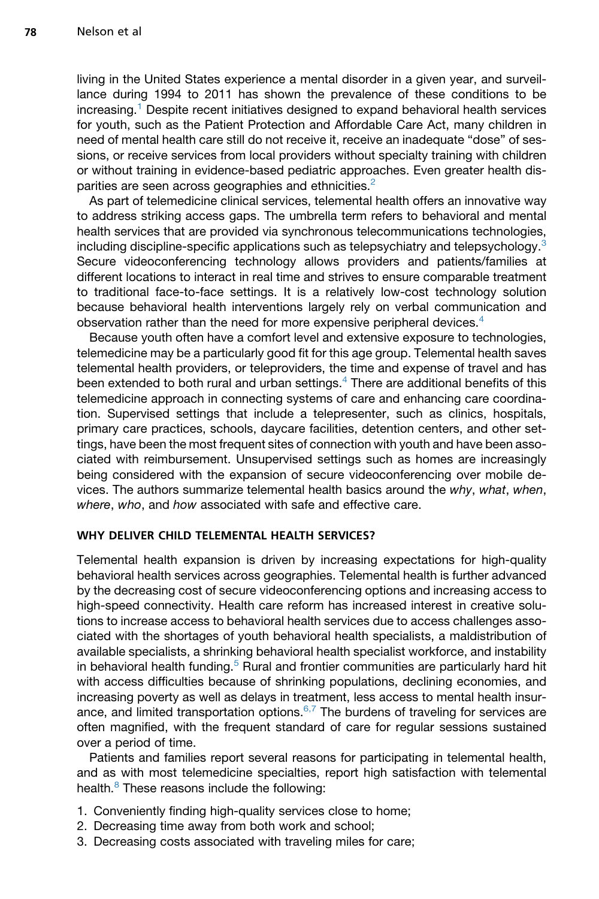living in the United States experience a mental disorder in a given year, and surveillance during 1994 to 2011 has shown the prevalence of these conditions to be increasing.[1] Despite recent initiatives designed to expand behavioral health services for youth, such as the Patient Protection and Affordable Care Act, many children in need of mental health care still do not receive it, receive an inadequate "dose" of sessions, or receive services from local providers without specialty training with children or without training in evidence-based pediatric approaches. Even greater health disparities are seen across geographies and ethnicities.[2]

As part of telemedicine clinical services, telemental health offers an innovative way to address striking access gaps. The umbrella term refers to behavioral and mental health services that are provided via synchronous telecommunications technologies, including discipline-specific applications such as telepsychiatry and telepsychology.[3] Secure videoconferencing technology allows providers and patients/families at different locations to interact in real time and strives to ensure comparable treatment to traditional face-to-face settings. It is a relatively low-cost technology solution because behavioral health interventions largely rely on verbal communication and observation rather than the need for more expensive peripheral devices.[4]

Because youth often have a comfort level and extensive exposure to technologies, telemedicine may be a particularly good fit for this age group. Telemental health saves telemental health providers, or teleproviders, the time and expense of travel and has been extended to both rural and urban settings.[4] There are additional benefits of this telemedicine approach in connecting systems of care and enhancing care coordination. Supervised settings that include a telepresenter, such as clinics, hospitals, primary care practices, schools, daycare facilities, detention centers, and other settings, have been the most frequent sites of connection with youth and have been associated with reimbursement. Unsupervised settings such as homes are increasingly being considered with the expansion of secure videoconferencing over mobile devices. The authors summarize telemental health basics around the *why*, *what*, *when*, *where*, *who*, and *how* associated with safe and effective care.

## WHY DELIVER CHILD TELEMENTAL HEALTH SERVICES?

Telemental health expansion is driven by increasing expectations for high-quality behavioral health services across geographies. Telemental health is further advanced by the decreasing cost of secure videoconferencing options and increasing access to high-speed connectivity. Health care reform has increased interest in creative solutions to increase access to behavioral health services due to access challenges associated with the shortages of youth behavioral health specialists, a maldistribution of available specialists, a shrinking behavioral health specialist workforce, and instability in behavioral health funding.[5] Rural and frontier communities are particularly hard hit with access difficulties because of shrinking populations, declining economies, and increasing poverty as well as delays in treatment, less access to mental health insurance, and limited transportation options.[6,7] The burdens of traveling for services are often magnified, with the frequent standard of care for regular sessions sustained over a period of time.

Patients and families report several reasons for participating in telemental health, and as with most telemedicine specialties, report high satisfaction with telemental health.[8] These reasons include the following:

1. Conveniently finding high-quality services close to home;
2. Decreasing time away from both work and school;
3. Decreasing costs associated with traveling miles for care;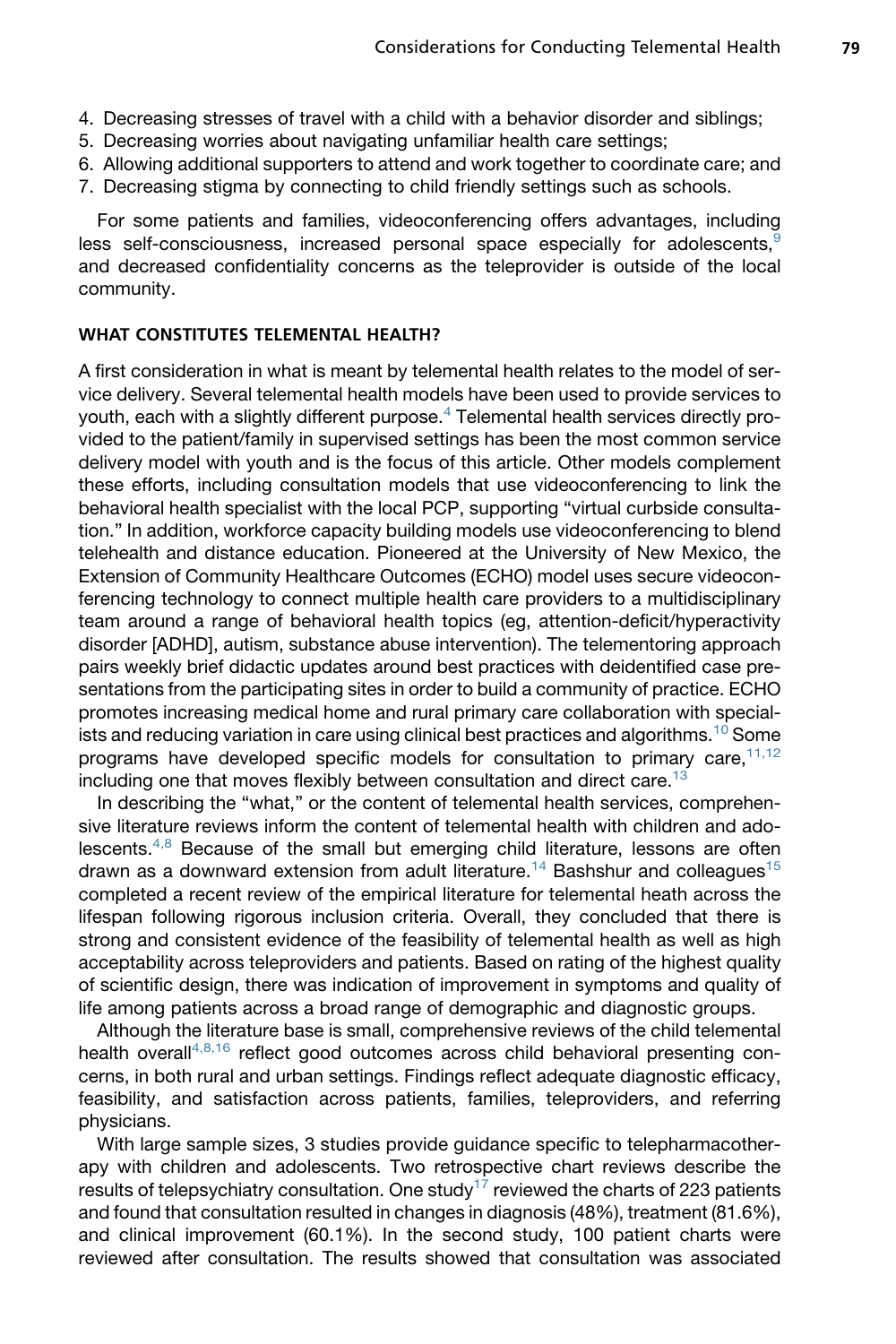4. Decreasing stresses of travel with a child with a behavior disorder and siblings;
5. Decreasing worries about navigating unfamiliar health care settings;
6. Allowing additional supporters to attend and work together to coordinate care; and
7. Decreasing stigma by connecting to child friendly settings such as schools.

For some patients and families, videoconferencing offers advantages, including less self-consciousness, increased personal space especially for adolescents,[9] and decreased confidentiality concerns as the teleprovider is outside of the local community.

## WHAT CONSTITUTES TELEMENTAL HEALTH?

A first consideration in what is meant by telemental health relates to the model of service delivery. Several telemental health models have been used to provide services to youth, each with a slightly different purpose.[4] Telemental health services directly provided to the patient/family in supervised settings has been the most common service delivery model with youth and is the focus of this article. Other models complement these efforts, including consultation models that use videoconferencing to link the behavioral health specialist with the local PCP, supporting "virtual curbside consultation." In addition, workforce capacity building models use videoconferencing to blend telehealth and distance education. Pioneered at the University of New Mexico, the Extension of Community Healthcare Outcomes (ECHO) model uses secure videoconferencing technology to connect multiple health care providers to a multidisciplinary team around a range of behavioral health topics (eg, attention-deficit/hyperactivity disorder [ADHD], autism, substance abuse intervention). The telementoring approach pairs weekly brief didactic updates around best practices with deidentified case presentations from the participating sites in order to build a community of practice. ECHO promotes increasing medical home and rural primary care collaboration with specialists and reducing variation in care using clinical best practices and algorithms.[10] Some programs have developed specific models for consultation to primary care,[11,12] including one that moves flexibly between consultation and direct care.[13]

In describing the "what," or the content of telemental health services, comprehensive literature reviews inform the content of telemental health with children and adolescents.[4,8] Because of the small but emerging child literature, lessons are often drawn as a downward extension from adult literature.[14] Bashshur and colleagues[15] completed a recent review of the empirical literature for telemental heath across the lifespan following rigorous inclusion criteria. Overall, they concluded that there is strong and consistent evidence of the feasibility of telemental health as well as high acceptability across teleproviders and patients. Based on rating of the highest quality of scientific design, there was indication of improvement in symptoms and quality of life among patients across a broad range of demographic and diagnostic groups.

Although the literature base is small, comprehensive reviews of the child telemental health overall[4,8,16] reflect good outcomes across child behavioral presenting concerns, in both rural and urban settings. Findings reflect adequate diagnostic efficacy, feasibility, and satisfaction across patients, families, teleproviders, and referring physicians.

With large sample sizes, 3 studies provide guidance specific to telepharmacotherapy with children and adolescents. Two retrospective chart reviews describe the results of telepsychiatry consultation. One study[17] reviewed the charts of 223 patients and found that consultation resulted in changes in diagnosis (48%), treatment (81.6%), and clinical improvement (60.1%). In the second study, 100 patient charts were reviewed after consultation. The results showed that consultation was associated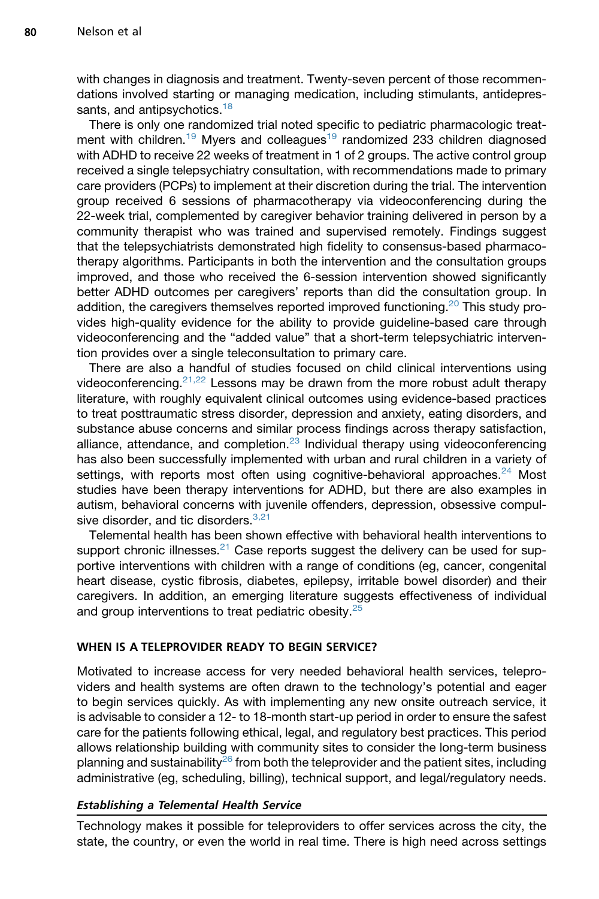with changes in diagnosis and treatment. Twenty-seven percent of those recommendations involved starting or managing medication, including stimulants, antidepressants, and antipsychotics.[18]

There is only one randomized trial noted specific to pediatric pharmacologic treatment with children.[19] Myers and colleagues[19] randomized 233 children diagnosed with ADHD to receive 22 weeks of treatment in 1 of 2 groups. The active control group received a single telepsychiatry consultation, with recommendations made to primary care providers (PCPs) to implement at their discretion during the trial. The intervention group received 6 sessions of pharmacotherapy via videoconferencing during the 22-week trial, complemented by caregiver behavior training delivered in person by a community therapist who was trained and supervised remotely. Findings suggest that the telepsychiatrists demonstrated high fidelity to consensus-based pharmacotherapy algorithms. Participants in both the intervention and the consultation groups improved, and those who received the 6-session intervention showed significantly better ADHD outcomes per caregivers' reports than did the consultation group. In addition, the caregivers themselves reported improved functioning.[20] This study provides high-quality evidence for the ability to provide guideline-based care through videoconferencing and the "added value" that a short-term telepsychiatric intervention provides over a single teleconsultation to primary care.

There are also a handful of studies focused on child clinical interventions using videoconferencing.[21,22] Lessons may be drawn from the more robust adult therapy literature, with roughly equivalent clinical outcomes using evidence-based practices to treat posttraumatic stress disorder, depression and anxiety, eating disorders, and substance abuse concerns and similar process findings across therapy satisfaction, alliance, attendance, and completion.[23] Individual therapy using videoconferencing has also been successfully implemented with urban and rural children in a variety of settings, with reports most often using cognitive-behavioral approaches.[24] Most studies have been therapy interventions for ADHD, but there are also examples in autism, behavioral concerns with juvenile offenders, depression, obsessive compulsive disorder, and tic disorders.[3,21]

Telemental health has been shown effective with behavioral health interventions to support chronic illnesses.[21] Case reports suggest the delivery can be used for supportive interventions with children with a range of conditions (eg, cancer, congenital heart disease, cystic fibrosis, diabetes, epilepsy, irritable bowel disorder) and their caregivers. In addition, an emerging literature suggests effectiveness of individual and group interventions to treat pediatric obesity.[25]

## WHEN IS A TELEPROVIDER READY TO BEGIN SERVICE?

Motivated to increase access for very needed behavioral health services, teleproviders and health systems are often drawn to the technology's potential and eager to begin services quickly. As with implementing any new onsite outreach service, it is advisable to consider a 12- to 18-month start-up period in order to ensure the safest care for the patients following ethical, legal, and regulatory best practices. This period allows relationship building with community sites to consider the long-term business planning and sustainability[26] from both the teleprovider and the patient sites, including administrative (eg, scheduling, billing), technical support, and legal/regulatory needs.

### *Establishing a Telemental Health Service*

Technology makes it possible for teleproviders to offer services across the city, the state, the country, or even the world in real time. There is high need across settings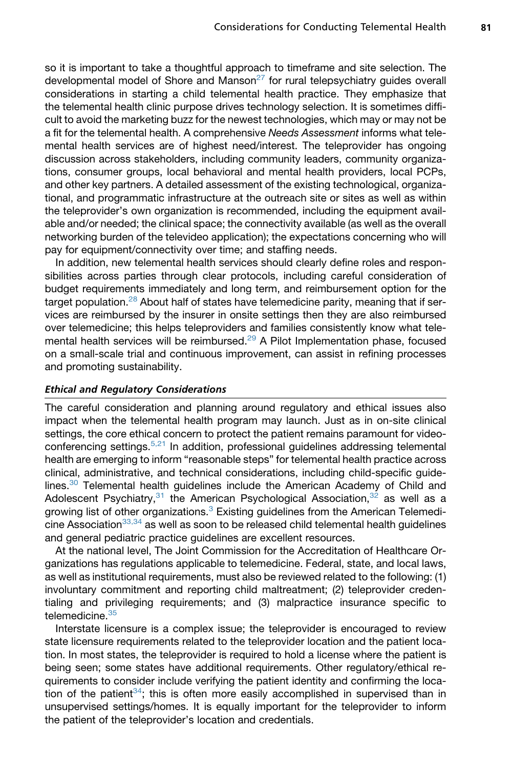so it is important to take a thoughtful approach to timeframe and site selection. The developmental model of Shore and Manson[27] for rural telepsychiatry guides overall considerations in starting a child telemental health practice. They emphasize that the telemental health clinic purpose drives technology selection. It is sometimes difficult to avoid the marketing buzz for the newest technologies, which may or may not be a fit for the telemental health. A comprehensive *Needs Assessment* informs what telemental health services are of highest need/interest. The teleprovider has ongoing discussion across stakeholders, including community leaders, community organizations, consumer groups, local behavioral and mental health providers, local PCPs, and other key partners. A detailed assessment of the existing technological, organizational, and programmatic infrastructure at the outreach site or sites as well as within the teleprovider's own organization is recommended, including the equipment available and/or needed; the clinical space; the connectivity available (as well as the overall networking burden of the televideo application); the expectations concerning who will pay for equipment/connectivity over time; and staffing needs.

In addition, new telemental health services should clearly define roles and responsibilities across parties through clear protocols, including careful consideration of budget requirements immediately and long term, and reimbursement option for the target population.[28] About half of states have telemedicine parity, meaning that if services are reimbursed by the insurer in onsite settings then they are also reimbursed over telemedicine; this helps teleproviders and families consistently know what telemental health services will be reimbursed.[29] A Pilot Implementation phase, focused on a small-scale trial and continuous improvement, can assist in refining processes and promoting sustainability.

### *Ethical and Regulatory Considerations*

The careful consideration and planning around regulatory and ethical issues also impact when the telemental health program may launch. Just as in on-site clinical settings, the core ethical concern to protect the patient remains paramount for videoconferencing settings.[5,21] In addition, professional guidelines addressing telemental health are emerging to inform "reasonable steps" for telemental health practice across clinical, administrative, and technical considerations, including child-specific guidelines.[30] Telemental health guidelines include the American Academy of Child and Adolescent Psychiatry,[31] the American Psychological Association,[32] as well as a growing list of other organizations.[3] Existing guidelines from the American Telemedicine Association[33,34] as well as soon to be released child telemental health guidelines and general pediatric practice guidelines are excellent resources.

At the national level, The Joint Commission for the Accreditation of Healthcare Organizations has regulations applicable to telemedicine. Federal, state, and local laws, as well as institutional requirements, must also be reviewed related to the following: (1) involuntary commitment and reporting child maltreatment; (2) teleprovider credentialing and privileging requirements; and (3) malpractice insurance specific to telemedicine.[35]

Interstate licensure is a complex issue; the teleprovider is encouraged to review state licensure requirements related to the teleprovider location and the patient location. In most states, the teleprovider is required to hold a license where the patient is being seen; some states have additional requirements. Other regulatory/ethical requirements to consider include verifying the patient identity and confirming the location of the patient[34]; this is often more easily accomplished in supervised than in unsupervised settings/homes. It is equally important for the teleprovider to inform the patient of the teleprovider's location and credentials.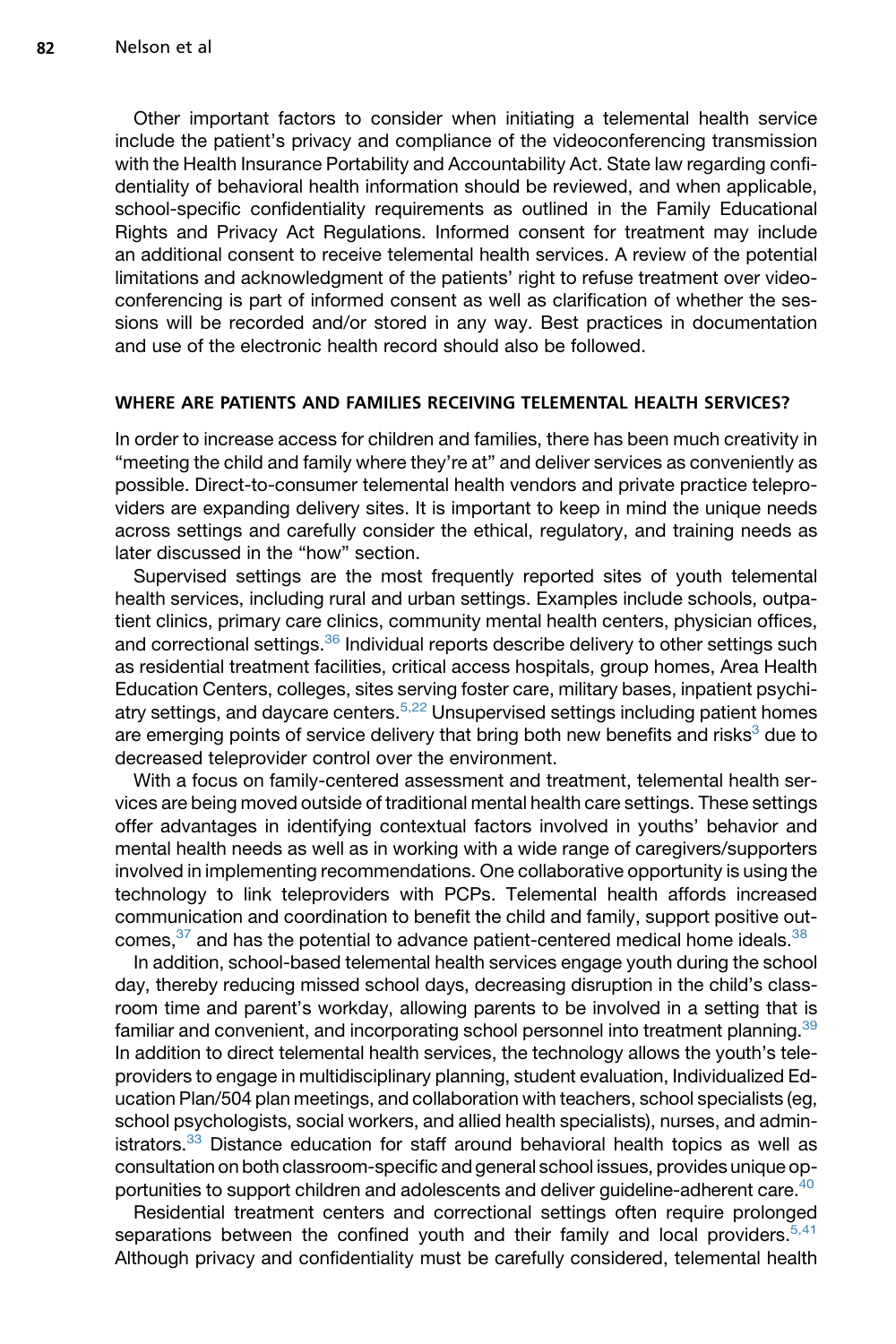Other important factors to consider when initiating a telemental health service include the patient's privacy and compliance of the videoconferencing transmission with the Health Insurance Portability and Accountability Act. State law regarding confidentiality of behavioral health information should be reviewed, and when applicable, school-specific confidentiality requirements as outlined in the Family Educational Rights and Privacy Act Regulations. Informed consent for treatment may include an additional consent to receive telemental health services. A review of the potential limitations and acknowledgment of the patients' right to refuse treatment over videoconferencing is part of informed consent as well as clarification of whether the sessions will be recorded and/or stored in any way. Best practices in documentation and use of the electronic health record should also be followed.

## WHERE ARE PATIENTS AND FAMILIES RECEIVING TELEMENTAL HEALTH SERVICES?

In order to increase access for children and families, there has been much creativity in "meeting the child and family where they're at" and deliver services as conveniently as possible. Direct-to-consumer telemental health vendors and private practice teleproviders are expanding delivery sites. It is important to keep in mind the unique needs across settings and carefully consider the ethical, regulatory, and training needs as later discussed in the "how" section.

Supervised settings are the most frequently reported sites of youth telemental health services, including rural and urban settings. Examples include schools, outpatient clinics, primary care clinics, community mental health centers, physician offices, and correctional settings.[36] Individual reports describe delivery to other settings such as residential treatment facilities, critical access hospitals, group homes, Area Health Education Centers, colleges, sites serving foster care, military bases, inpatient psychiatry settings, and daycare centers.[5,22] Unsupervised settings including patient homes are emerging points of service delivery that bring both new benefits and risks[3] due to decreased teleprovider control over the environment.

With a focus on family-centered assessment and treatment, telemental health services are being moved outside of traditional mental health care settings. These settings offer advantages in identifying contextual factors involved in youths' behavior and mental health needs as well as in working with a wide range of caregivers/supporters involved in implementing recommendations. One collaborative opportunity is using the technology to link teleproviders with PCPs. Telemental health affords increased communication and coordination to benefit the child and family, support positive outcomes,[37] and has the potential to advance patient-centered medical home ideals.[38]

In addition, school-based telemental health services engage youth during the school day, thereby reducing missed school days, decreasing disruption in the child's classroom time and parent's workday, allowing parents to be involved in a setting that is familiar and convenient, and incorporating school personnel into treatment planning.[39] In addition to direct telemental health services, the technology allows the youth's teleproviders to engage in multidisciplinary planning, student evaluation, Individualized Education Plan/504 plan meetings, and collaboration with teachers, school specialists (eg, school psychologists, social workers, and allied health specialists), nurses, and administrators.[33] Distance education for staff around behavioral health topics as well as consultation on both classroom-specific and general school issues, provides unique opportunities to support children and adolescents and deliver guideline-adherent care.[40]

Residential treatment centers and correctional settings often require prolonged separations between the confined youth and their family and local providers.[5,41] Although privacy and confidentiality must be carefully considered, telemental health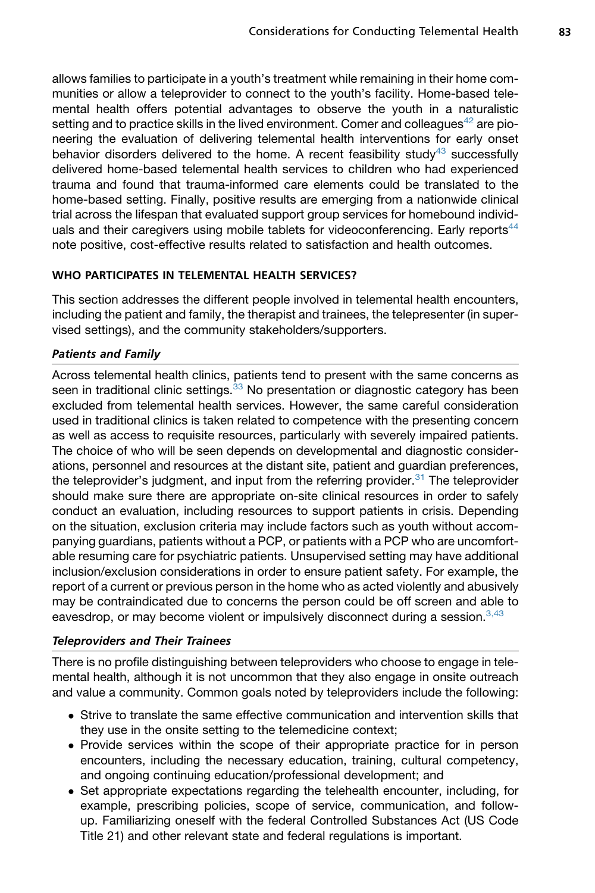allows families to participate in a youth's treatment while remaining in their home communities or allow a teleprovider to connect to the youth's facility. Home-based telemental health offers potential advantages to observe the youth in a naturalistic setting and to practice skills in the lived environment. Comer and colleagues[42] are pioneering the evaluation of delivering telemental health interventions for early onset behavior disorders delivered to the home. A recent feasibility study[43] successfully delivered home-based telemental health services to children who had experienced trauma and found that trauma-informed care elements could be translated to the home-based setting. Finally, positive results are emerging from a nationwide clinical trial across the lifespan that evaluated support group services for homebound individuals and their caregivers using mobile tablets for videoconferencing. Early reports[44] note positive, cost-effective results related to satisfaction and health outcomes.

## WHO PARTICIPATES IN TELEMENTAL HEALTH SERVICES?

This section addresses the different people involved in telemental health encounters, including the patient and family, the therapist and trainees, the telepresenter (in supervised settings), and the community stakeholders/supporters.

### *Patients and Family*

Across telemental health clinics, patients tend to present with the same concerns as seen in traditional clinic settings.[33] No presentation or diagnostic category has been excluded from telemental health services. However, the same careful consideration used in traditional clinics is taken related to competence with the presenting concern as well as access to requisite resources, particularly with severely impaired patients. The choice of who will be seen depends on developmental and diagnostic considerations, personnel and resources at the distant site, patient and guardian preferences, the teleprovider's judgment, and input from the referring provider.[31] The teleprovider should make sure there are appropriate on-site clinical resources in order to safely conduct an evaluation, including resources to support patients in crisis. Depending on the situation, exclusion criteria may include factors such as youth without accompanying guardians, patients without a PCP, or patients with a PCP who are uncomfortable resuming care for psychiatric patients. Unsupervised setting may have additional inclusion/exclusion considerations in order to ensure patient safety. For example, the report of a current or previous person in the home who as acted violently and abusively may be contraindicated due to concerns the person could be off screen and able to eavesdrop, or may become violent or impulsively disconnect during a session.[3,43]

### *Teleproviders and Their Trainees*

There is no profile distinguishing between teleproviders who choose to engage in telemental health, although it is not uncommon that they also engage in onsite outreach and value a community. Common goals noted by teleproviders include the following:

- Strive to translate the same effective communication and intervention skills that they use in the onsite setting to the telemedicine context;
- Provide services within the scope of their appropriate practice for in person encounters, including the necessary education, training, cultural competency, and ongoing continuing education/professional development; and
- Set appropriate expectations regarding the telehealth encounter, including, for example, prescribing policies, scope of service, communication, and follow-up. Familiarizing oneself with the federal Controlled Substances Act (US Code Title 21) and other relevant state and federal regulations is important.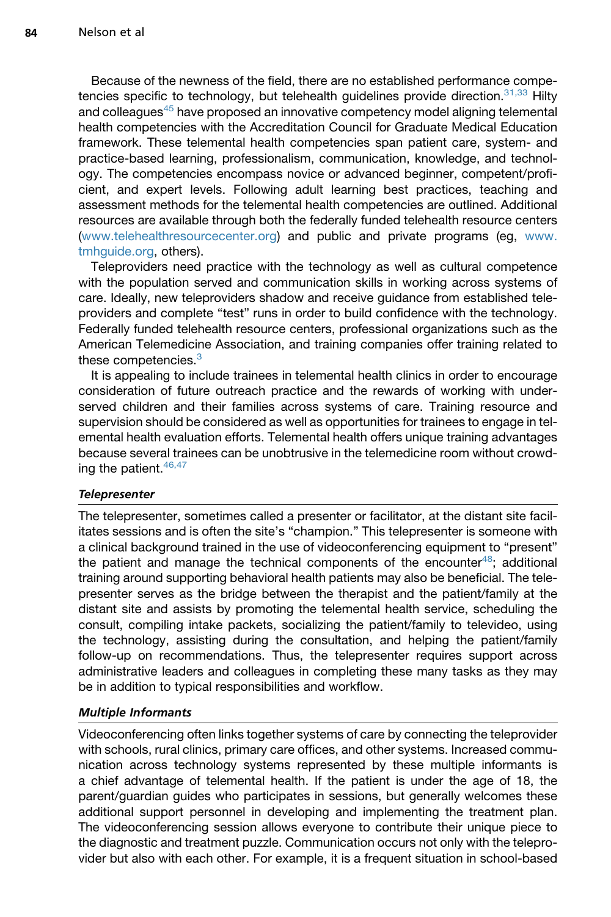Because of the newness of the field, there are no established performance competencies specific to technology, but telehealth guidelines provide direction.[31,33] Hilty and colleagues[45] have proposed an innovative competency model aligning telemental health competencies with the Accreditation Council for Graduate Medical Education framework. These telemental health competencies span patient care, system- and practice-based learning, professionalism, communication, knowledge, and technology. The competencies encompass novice or advanced beginner, competent/proficient, and expert levels. Following adult learning best practices, teaching and assessment methods for the telemental health competencies are outlined. Additional resources are available through both the federally funded telehealth resource centers (www.telehealthresourcecenter.org) and public and private programs (eg, www.tmhguide.org, others).

Teleproviders need practice with the technology as well as cultural competence with the population served and communication skills in working across systems of care. Ideally, new teleproviders shadow and receive guidance from established teleproviders and complete "test" runs in order to build confidence with the technology. Federally funded telehealth resource centers, professional organizations such as the American Telemedicine Association, and training companies offer training related to these competencies.[3]

It is appealing to include trainees in telemental health clinics in order to encourage consideration of future outreach practice and the rewards of working with underserved children and their families across systems of care. Training resource and supervision should be considered as well as opportunities for trainees to engage in telemental health evaluation efforts. Telemental health offers unique training advantages because several trainees can be unobtrusive in the telemedicine room without crowding the patient.[46,47]

### *Telepresenter*

The telepresenter, sometimes called a presenter or facilitator, at the distant site facilitates sessions and is often the site's "champion." This telepresenter is someone with a clinical background trained in the use of videoconferencing equipment to "present" the patient and manage the technical components of the encounter[48]; additional training around supporting behavioral health patients may also be beneficial. The telepresenter serves as the bridge between the therapist and the patient/family at the distant site and assists by promoting the telemental health service, scheduling the consult, compiling intake packets, socializing the patient/family to televideo, using the technology, assisting during the consultation, and helping the patient/family follow-up on recommendations. Thus, the telepresenter requires support across administrative leaders and colleagues in completing these many tasks as they may be in addition to typical responsibilities and workflow.

### *Multiple Informants*

Videoconferencing often links together systems of care by connecting the teleprovider with schools, rural clinics, primary care offices, and other systems. Increased communication across technology systems represented by these multiple informants is a chief advantage of telemental health. If the patient is under the age of 18, the parent/guardian guides who participates in sessions, but generally welcomes these additional support personnel in developing and implementing the treatment plan. The videoconferencing session allows everyone to contribute their unique piece to the diagnostic and treatment puzzle. Communication occurs not only with the teleprovider but also with each other. For example, it is a frequent situation in school-based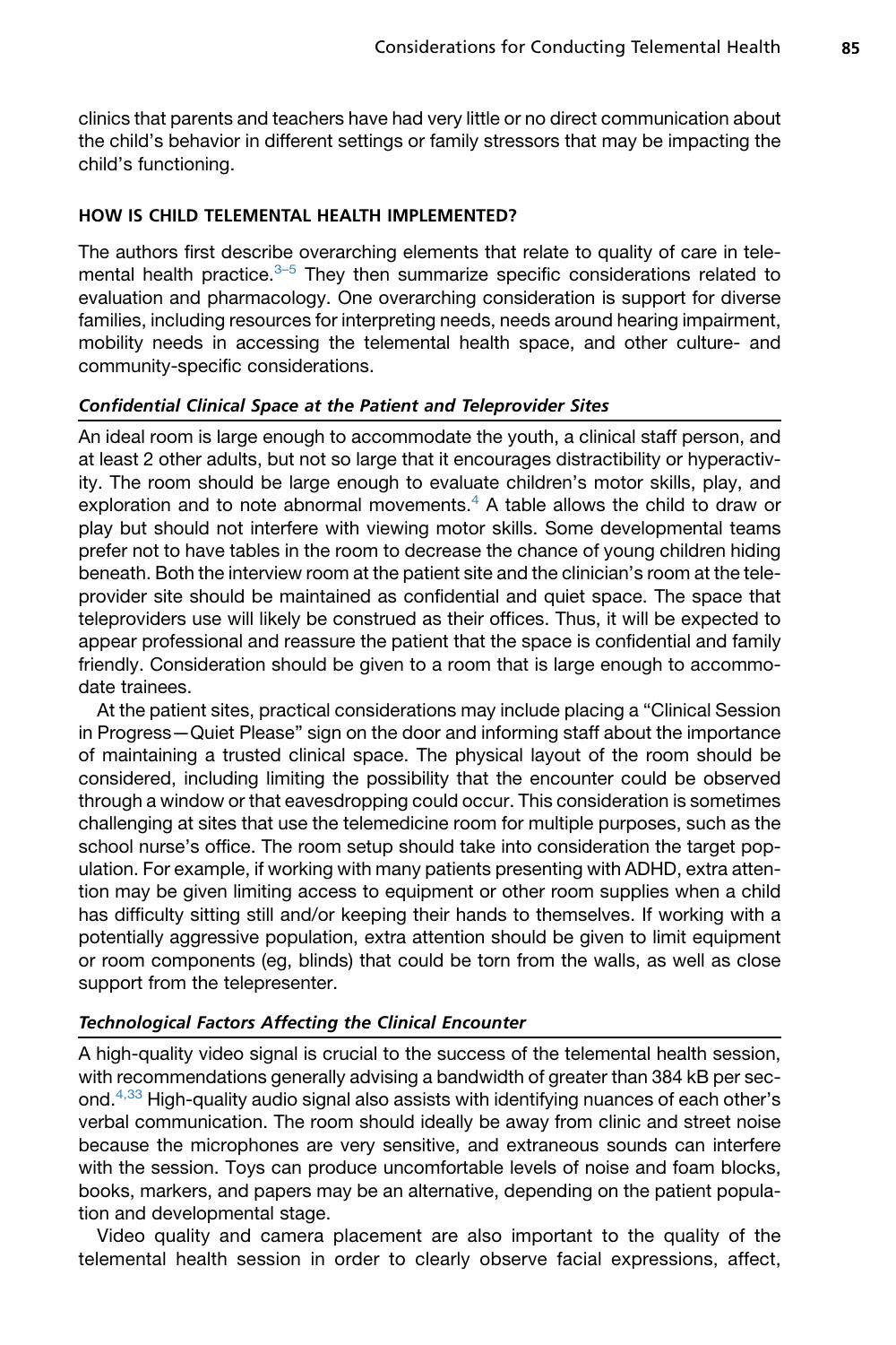clinics that parents and teachers have had very little or no direct communication about the child's behavior in different settings or family stressors that may be impacting the child's functioning.

## HOW IS CHILD TELEMENTAL HEALTH IMPLEMENTED?

The authors first describe overarching elements that relate to quality of care in telemental health practice.[3–5] They then summarize specific considerations related to evaluation and pharmacology. One overarching consideration is support for diverse families, including resources for interpreting needs, needs around hearing impairment, mobility needs in accessing the telemental health space, and other culture- and community-specific considerations.

### *Confidential Clinical Space at the Patient and Teleprovider Sites*

An ideal room is large enough to accommodate the youth, a clinical staff person, and at least 2 other adults, but not so large that it encourages distractibility or hyperactivity. The room should be large enough to evaluate children's motor skills, play, and exploration and to note abnormal movements.[4] A table allows the child to draw or play but should not interfere with viewing motor skills. Some developmental teams prefer not to have tables in the room to decrease the chance of young children hiding beneath. Both the interview room at the patient site and the clinician's room at the teleprovider site should be maintained as confidential and quiet space. The space that teleproviders use will likely be construed as their offices. Thus, it will be expected to appear professional and reassure the patient that the space is confidential and family friendly. Consideration should be given to a room that is large enough to accommodate trainees.

At the patient sites, practical considerations may include placing a "Clinical Session in Progress—Quiet Please" sign on the door and informing staff about the importance of maintaining a trusted clinical space. The physical layout of the room should be considered, including limiting the possibility that the encounter could be observed through a window or that eavesdropping could occur. This consideration is sometimes challenging at sites that use the telemedicine room for multiple purposes, such as the school nurse's office. The room setup should take into consideration the target population. For example, if working with many patients presenting with ADHD, extra attention may be given limiting access to equipment or other room supplies when a child has difficulty sitting still and/or keeping their hands to themselves. If working with a potentially aggressive population, extra attention should be given to limit equipment or room components (eg, blinds) that could be torn from the walls, as well as close support from the telepresenter.

### *Technological Factors Affecting the Clinical Encounter*

A high-quality video signal is crucial to the success of the telemental health session, with recommendations generally advising a bandwidth of greater than 384 kB per second.[4,33] High-quality audio signal also assists with identifying nuances of each other's verbal communication. The room should ideally be away from clinic and street noise because the microphones are very sensitive, and extraneous sounds can interfere with the session. Toys can produce uncomfortable levels of noise and foam blocks, books, markers, and papers may be an alternative, depending on the patient population and developmental stage.

Video quality and camera placement are also important to the quality of the telemental health session in order to clearly observe facial expressions, affect,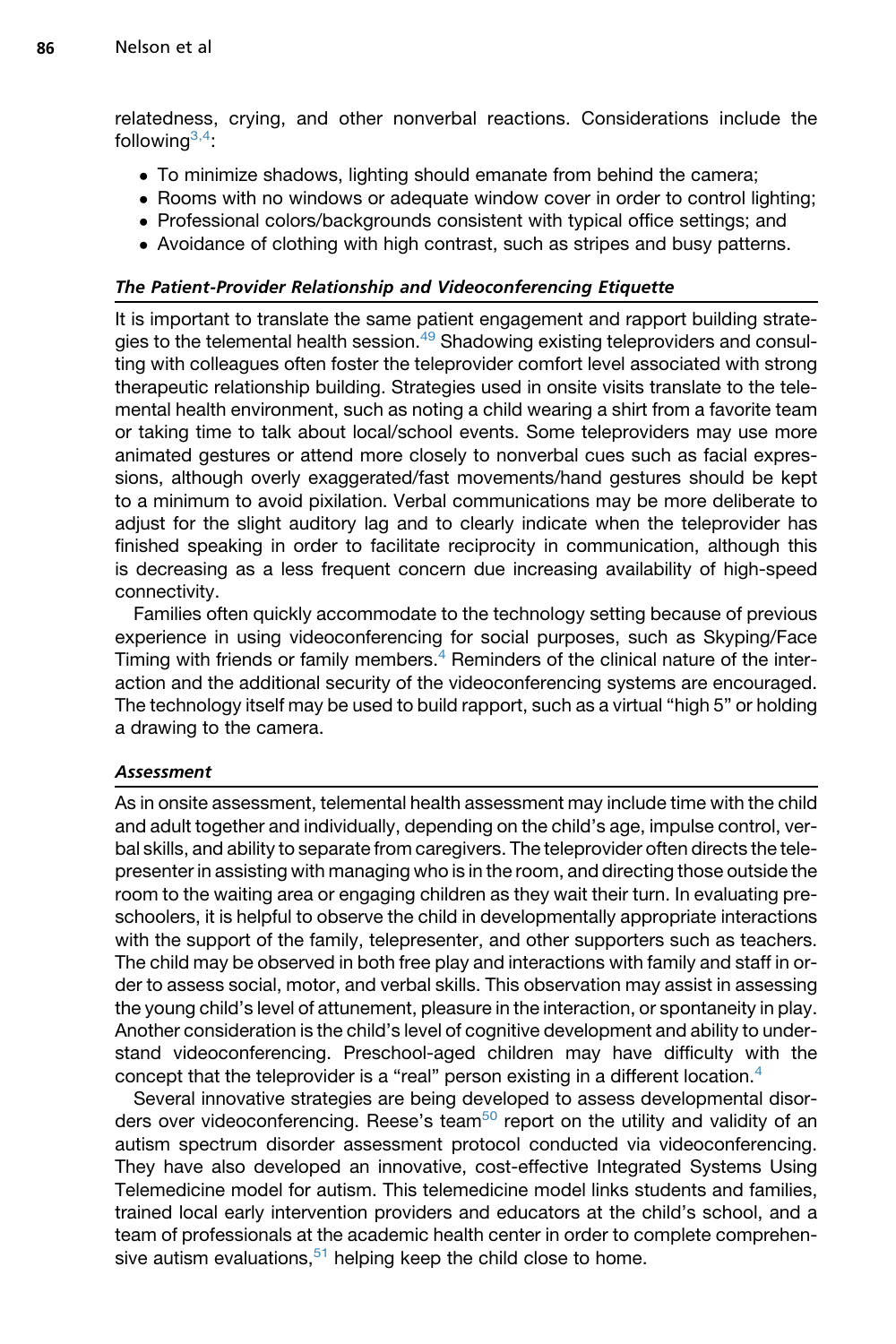relatedness, crying, and other nonverbal reactions. Considerations include the following[3,4]:

- To minimize shadows, lighting should emanate from behind the camera;
- Rooms with no windows or adequate window cover in order to control lighting;
- Professional colors/backgrounds consistent with typical office settings; and
- Avoidance of clothing with high contrast, such as stripes and busy patterns.

### *The Patient-Provider Relationship and Videoconferencing Etiquette*

It is important to translate the same patient engagement and rapport building strategies to the telemental health session.[49] Shadowing existing teleproviders and consulting with colleagues often foster the teleprovider comfort level associated with strong therapeutic relationship building. Strategies used in onsite visits translate to the telemental health environment, such as noting a child wearing a shirt from a favorite team or taking time to talk about local/school events. Some teleproviders may use more animated gestures or attend more closely to nonverbal cues such as facial expressions, although overly exaggerated/fast movements/hand gestures should be kept to a minimum to avoid pixilation. Verbal communications may be more deliberate to adjust for the slight auditory lag and to clearly indicate when the teleprovider has finished speaking in order to facilitate reciprocity in communication, although this is decreasing as a less frequent concern due increasing availability of high-speed connectivity.

Families often quickly accommodate to the technology setting because of previous experience in using videoconferencing for social purposes, such as Skyping/Face Timing with friends or family members.[4] Reminders of the clinical nature of the interaction and the additional security of the videoconferencing systems are encouraged. The technology itself may be used to build rapport, such as a virtual "high 5" or holding a drawing to the camera.

### *Assessment*

As in onsite assessment, telemental health assessment may include time with the child and adult together and individually, depending on the child's age, impulse control, verbal skills, and ability to separate from caregivers. The teleprovider often directs the telepresenter in assisting with managing who is in the room, and directing those outside the room to the waiting area or engaging children as they wait their turn. In evaluating preschoolers, it is helpful to observe the child in developmentally appropriate interactions with the support of the family, telepresenter, and other supporters such as teachers. The child may be observed in both free play and interactions with family and staff in order to assess social, motor, and verbal skills. This observation may assist in assessing the young child's level of attunement, pleasure in the interaction, or spontaneity in play. Another consideration is the child's level of cognitive development and ability to understand videoconferencing. Preschool-aged children may have difficulty with the concept that the teleprovider is a "real" person existing in a different location.[4]

Several innovative strategies are being developed to assess developmental disorders over videoconferencing. Reese's team[50] report on the utility and validity of an autism spectrum disorder assessment protocol conducted via videoconferencing. They have also developed an innovative, cost-effective Integrated Systems Using Telemedicine model for autism. This telemedicine model links students and families, trained local early intervention providers and educators at the child's school, and a team of professionals at the academic health center in order to complete comprehensive autism evaluations,[51] helping keep the child close to home.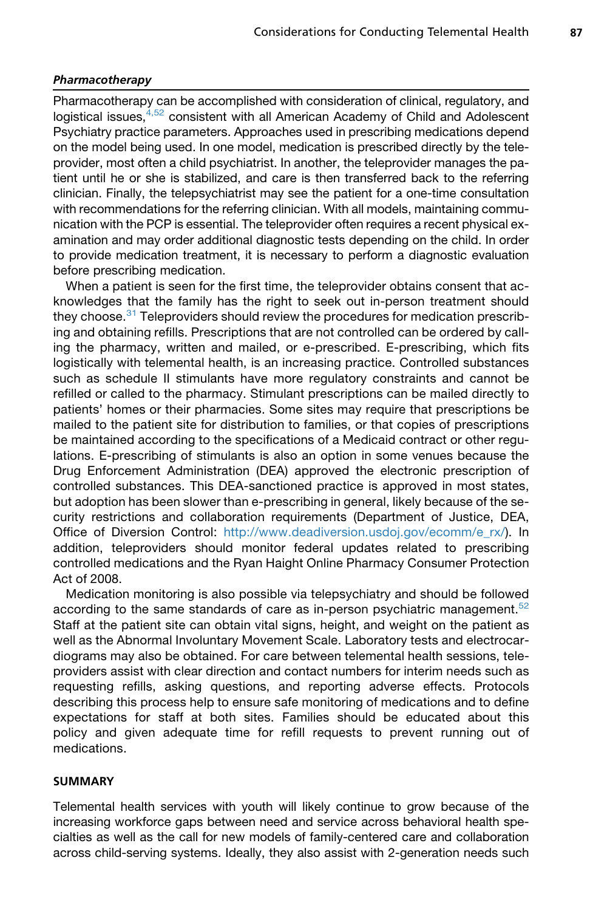### *Pharmacotherapy*

Pharmacotherapy can be accomplished with consideration of clinical, regulatory, and logistical issues,[4,52] consistent with all American Academy of Child and Adolescent Psychiatry practice parameters. Approaches used in prescribing medications depend on the model being used. In one model, medication is prescribed directly by the teleprovider, most often a child psychiatrist. In another, the teleprovider manages the patient until he or she is stabilized, and care is then transferred back to the referring clinician. Finally, the telepsychiatrist may see the patient for a one-time consultation with recommendations for the referring clinician. With all models, maintaining communication with the PCP is essential. The teleprovider often requires a recent physical examination and may order additional diagnostic tests depending on the child. In order to provide medication treatment, it is necessary to perform a diagnostic evaluation before prescribing medication.

When a patient is seen for the first time, the teleprovider obtains consent that acknowledges that the family has the right to seek out in-person treatment should they choose.[31] Teleproviders should review the procedures for medication prescribing and obtaining refills. Prescriptions that are not controlled can be ordered by calling the pharmacy, written and mailed, or e-prescribed. E-prescribing, which fits logistically with telemental health, is an increasing practice. Controlled substances such as schedule II stimulants have more regulatory constraints and cannot be refilled or called to the pharmacy. Stimulant prescriptions can be mailed directly to patients' homes or their pharmacies. Some sites may require that prescriptions be mailed to the patient site for distribution to families, or that copies of prescriptions be maintained according to the specifications of a Medicaid contract or other regulations. E-prescribing of stimulants is also an option in some venues because the Drug Enforcement Administration (DEA) approved the electronic prescription of controlled substances. This DEA-sanctioned practice is approved in most states, but adoption has been slower than e-prescribing in general, likely because of the security restrictions and collaboration requirements (Department of Justice, DEA, Office of Diversion Control: http://www.deadiversion.usdoj.gov/ecomm/e_rx/). In addition, teleproviders should monitor federal updates related to prescribing controlled medications and the Ryan Haight Online Pharmacy Consumer Protection Act of 2008.

Medication monitoring is also possible via telepsychiatry and should be followed according to the same standards of care as in-person psychiatric management.[52] Staff at the patient site can obtain vital signs, height, and weight on the patient as well as the Abnormal Involuntary Movement Scale. Laboratory tests and electrocardiograms may also be obtained. For care between telemental health sessions, teleproviders assist with clear direction and contact numbers for interim needs such as requesting refills, asking questions, and reporting adverse effects. Protocols describing this process help to ensure safe monitoring of medications and to define expectations for staff at both sites. Families should be educated about this policy and given adequate time for refill requests to prevent running out of medications.

## SUMMARY

Telemental health services with youth will likely continue to grow because of the increasing workforce gaps between need and service across behavioral health specialties as well as the call for new models of family-centered care and collaboration across child-serving systems. Ideally, they also assist with 2-generation needs such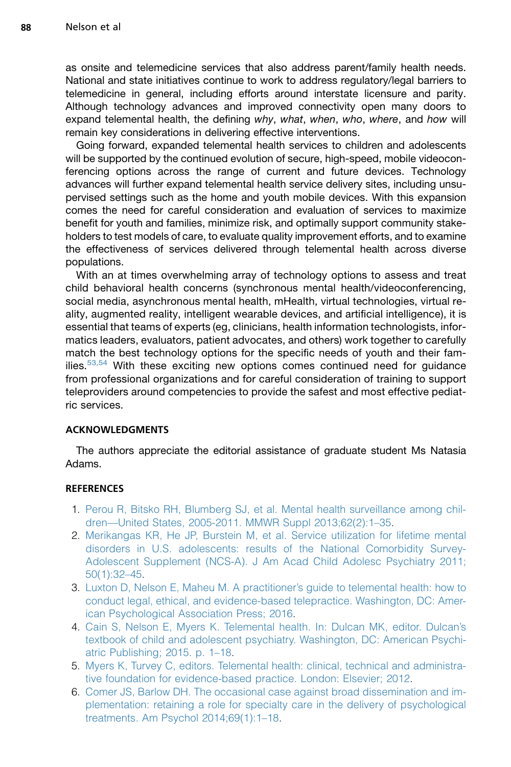as onsite and telemedicine services that also address parent/family health needs. National and state initiatives continue to work to address regulatory/legal barriers to telemedicine in general, including efforts around interstate licensure and parity. Although technology advances and improved connectivity open many doors to expand telemental health, the defining *why*, *what*, *when*, *who*, *where*, and *how* will remain key considerations in delivering effective interventions.

Going forward, expanded telemental health services to children and adolescents will be supported by the continued evolution of secure, high-speed, mobile videoconferencing options across the range of current and future devices. Technology advances will further expand telemental health service delivery sites, including unsupervised settings such as the home and youth mobile devices. With this expansion comes the need for careful consideration and evaluation of services to maximize benefit for youth and families, minimize risk, and optimally support community stakeholders to test models of care, to evaluate quality improvement efforts, and to examine the effectiveness of services delivered through telemental health across diverse populations.

With an at times overwhelming array of technology options to assess and treat child behavioral health concerns (synchronous mental health/videoconferencing, social media, asynchronous mental health, mHealth, virtual technologies, virtual reality, augmented reality, intelligent wearable devices, and artificial intelligence), it is essential that teams of experts (eg, clinicians, health information technologists, informatics leaders, evaluators, patient advocates, and others) work together to carefully match the best technology options for the specific needs of youth and their families.[53,54] With these exciting new options comes continued need for guidance from professional organizations and for careful consideration of training to support teleproviders around competencies to provide the safest and most effective pediatric services.

## ACKNOWLEDGMENTS

The authors appreciate the editorial assistance of graduate student Ms Natasia Adams.

## REFERENCES

1. Perou R, Bitsko RH, Blumberg SJ, et al. Mental health surveillance among children—United States, 2005-2011. MMWR Suppl 2013;62(2):1–35.
2. Merikangas KR, He JP, Burstein M, et al. Service utilization for lifetime mental disorders in U.S. adolescents: results of the National Comorbidity Survey-Adolescent Supplement (NCS-A). J Am Acad Child Adolesc Psychiatry 2011; 50(1):32–45.
3. Luxton D, Nelson E, Maheu M. A practitioner's guide to telemental health: how to conduct legal, ethical, and evidence-based telepractice. Washington, DC: American Psychological Association Press; 2016.
4. Cain S, Nelson E, Myers K. Telemental health. In: Dulcan MK, editor. Dulcan's textbook of child and adolescent psychiatry. Washington, DC: American Psychiatric Publishing; 2015. p. 1–18.
5. Myers K, Turvey C, editors. Telemental health: clinical, technical and administrative foundation for evidence-based practice. London: Elsevier; 2012.
6. Comer JS, Barlow DH. The occasional case against broad dissemination and implementation: retaining a role for specialty care in the delivery of psychological treatments. Am Psychol 2014;69(1):1–18.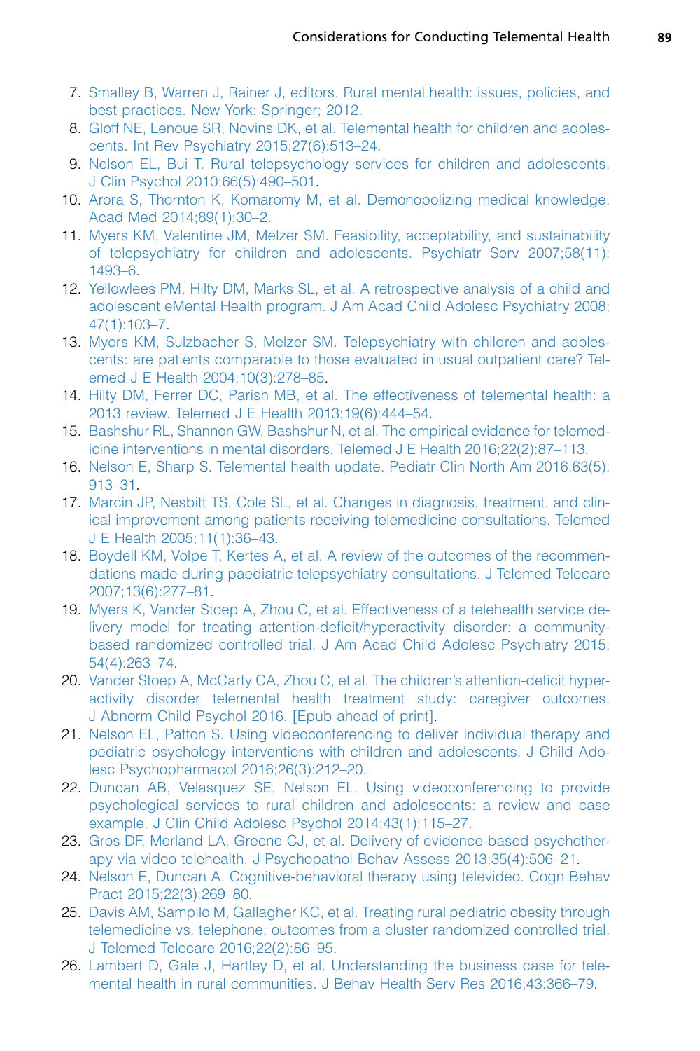7. Smalley B, Warren J, Rainer J, editors. Rural mental health: issues, policies, and best practices. New York: Springer; 2012.
8. Gloff NE, Lenoue SR, Novins DK, et al. Telemental health for children and adolescents. Int Rev Psychiatry 2015;27(6):513–24.
9. Nelson EL, Bui T. Rural telepsychology services for children and adolescents. J Clin Psychol 2010;66(5):490–501.
10. Arora S, Thornton K, Komaromy M, et al. Demonopolizing medical knowledge. Acad Med 2014;89(1):30–2.
11. Myers KM, Valentine JM, Melzer SM. Feasibility, acceptability, and sustainability of telepsychiatry for children and adolescents. Psychiatr Serv 2007;58(11):1493–6.
12. Yellowlees PM, Hilty DM, Marks SL, et al. A retrospective analysis of a child and adolescent eMental Health program. J Am Acad Child Adolesc Psychiatry 2008;47(1):103–7.
13. Myers KM, Sulzbacher S, Melzer SM. Telepsychiatry with children and adolescents: are patients comparable to those evaluated in usual outpatient care? Telemed J E Health 2004;10(3):278–85.
14. Hilty DM, Ferrer DC, Parish MB, et al. The effectiveness of telemental health: a 2013 review. Telemed J E Health 2013;19(6):444–54.
15. Bashshur RL, Shannon GW, Bashshur N, et al. The empirical evidence for telemedicine interventions in mental disorders. Telemed J E Health 2016;22(2):87–113.
16. Nelson E, Sharp S. Telemental health update. Pediatr Clin North Am 2016;63(5):913–31.
17. Marcin JP, Nesbitt TS, Cole SL, et al. Changes in diagnosis, treatment, and clinical improvement among patients receiving telemedicine consultations. Telemed J E Health 2005;11(1):36–43.
18. Boydell KM, Volpe T, Kertes A, et al. A review of the outcomes of the recommendations made during paediatric telepsychiatry consultations. J Telemed Telecare 2007;13(6):277–81.
19. Myers K, Vander Stoep A, Zhou C, et al. Effectiveness of a telehealth service delivery model for treating attention-deficit/hyperactivity disorder: a community-based randomized controlled trial. J Am Acad Child Adolesc Psychiatry 2015;54(4):263–74.
20. Vander Stoep A, McCarty CA, Zhou C, et al. The children's attention-deficit hyperactivity disorder telemental health treatment study: caregiver outcomes. J Abnorm Child Psychol 2016. [Epub ahead of print].
21. Nelson EL, Patton S. Using videoconferencing to deliver individual therapy and pediatric psychology interventions with children and adolescents. J Child Adolesc Psychopharmacol 2016;26(3):212–20.
22. Duncan AB, Velasquez SE, Nelson EL. Using videoconferencing to provide psychological services to rural children and adolescents: a review and case example. J Clin Child Adolesc Psychol 2014;43(1):115–27.
23. Gros DF, Morland LA, Greene CJ, et al. Delivery of evidence-based psychotherapy via video telehealth. J Psychopathol Behav Assess 2013;35(4):506–21.
24. Nelson E, Duncan A. Cognitive-behavioral therapy using televideo. Cogn Behav Pract 2015;22(3):269–80.
25. Davis AM, Sampilo M, Gallagher KC, et al. Treating rural pediatric obesity through telemedicine vs. telephone: outcomes from a cluster randomized controlled trial. J Telemed Telecare 2016;22(2):86–95.
26. Lambert D, Gale J, Hartley D, et al. Understanding the business case for telemental health in rural communities. J Behav Health Serv Res 2016;43:366–79.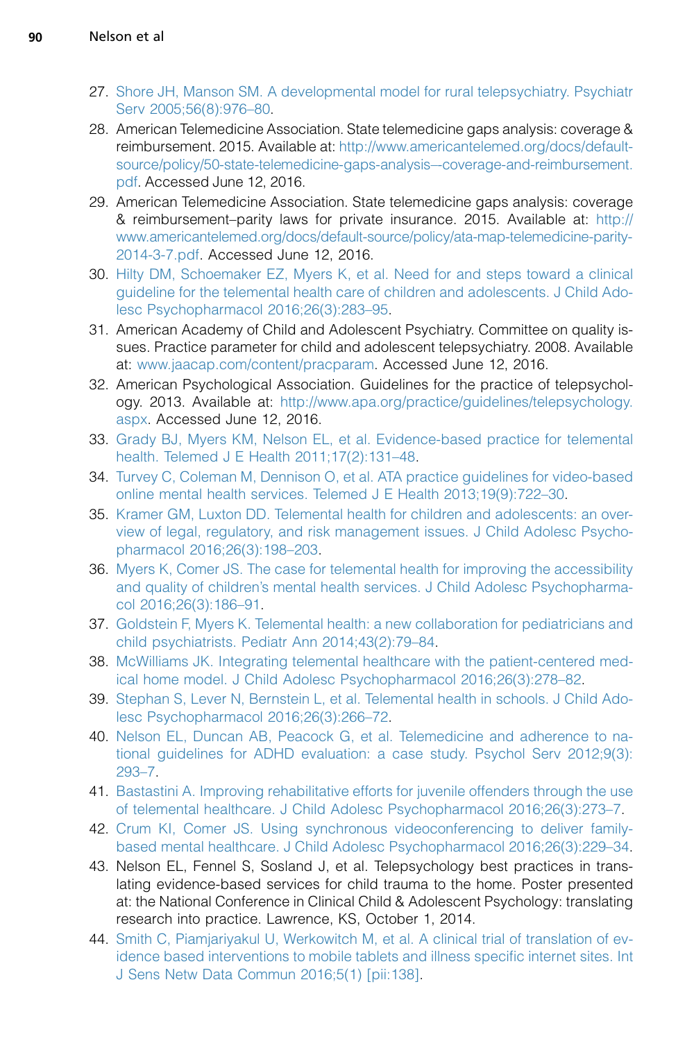27. Shore JH, Manson SM. A developmental model for rural telepsychiatry. Psychiatr Serv 2005;56(8):976–80.
28. American Telemedicine Association. State telemedicine gaps analysis: coverage & reimbursement. 2015. Available at: http://www.americantelemed.org/docs/default-source/policy/50-state-telemedicine-gaps-analysis—coverage-and-reimbursement.pdf. Accessed June 12, 2016.
29. American Telemedicine Association. State telemedicine gaps analysis: coverage & reimbursement–parity laws for private insurance. 2015. Available at: http://www.americantelemed.org/docs/default-source/policy/ata-map-telemedicine-parity-2014-3-7.pdf. Accessed June 12, 2016.
30. Hilty DM, Schoemaker EZ, Myers K, et al. Need for and steps toward a clinical guideline for the telemental health care of children and adolescents. J Child Adolesc Psychopharmacol 2016;26(3):283–95.
31. American Academy of Child and Adolescent Psychiatry. Committee on quality issues. Practice parameter for child and adolescent telepsychiatry. 2008. Available at: www.jaacap.com/content/pracparam. Accessed June 12, 2016.
32. American Psychological Association. Guidelines for the practice of telepsychology. 2013. Available at: http://www.apa.org/practice/guidelines/telepsychology.aspx. Accessed June 12, 2016.
33. Grady BJ, Myers KM, Nelson EL, et al. Evidence-based practice for telemental health. Telemed J E Health 2011;17(2):131–48.
34. Turvey C, Coleman M, Dennison O, et al. ATA practice guidelines for video-based online mental health services. Telemed J E Health 2013;19(9):722–30.
35. Kramer GM, Luxton DD. Telemental health for children and adolescents: an overview of legal, regulatory, and risk management issues. J Child Adolesc Psychopharmacol 2016;26(3):198–203.
36. Myers K, Comer JS. The case for telemental health for improving the accessibility and quality of children's mental health services. J Child Adolesc Psychopharmacol 2016;26(3):186–91.
37. Goldstein F, Myers K. Telemental health: a new collaboration for pediatricians and child psychiatrists. Pediatr Ann 2014;43(2):79–84.
38. McWilliams JK. Integrating telemental healthcare with the patient-centered medical home model. J Child Adolesc Psychopharmacol 2016;26(3):278–82.
39. Stephan S, Lever N, Bernstein L, et al. Telemental health in schools. J Child Adolesc Psychopharmacol 2016;26(3):266–72.
40. Nelson EL, Duncan AB, Peacock G, et al. Telemedicine and adherence to national guidelines for ADHD evaluation: a case study. Psychol Serv 2012;9(3):293–7.
41. Bastastini A. Improving rehabilitative efforts for juvenile offenders through the use of telemental healthcare. J Child Adolesc Psychopharmacol 2016;26(3):273–7.
42. Crum KI, Comer JS. Using synchronous videoconferencing to deliver family-based mental healthcare. J Child Adolesc Psychopharmacol 2016;26(3):229–34.
43. Nelson EL, Fennel S, Sosland J, et al. Telepsychology best practices in translating evidence-based services for child trauma to the home. Poster presented at: the National Conference in Clinical Child & Adolescent Psychology: translating research into practice. Lawrence, KS, October 1, 2014.
44. Smith C, Piamjariyakul U, Werkowitch M, et al. A clinical trial of translation of evidence based interventions to mobile tablets and illness specific internet sites. Int J Sens Netw Data Commun 2016;5(1) [pii:138].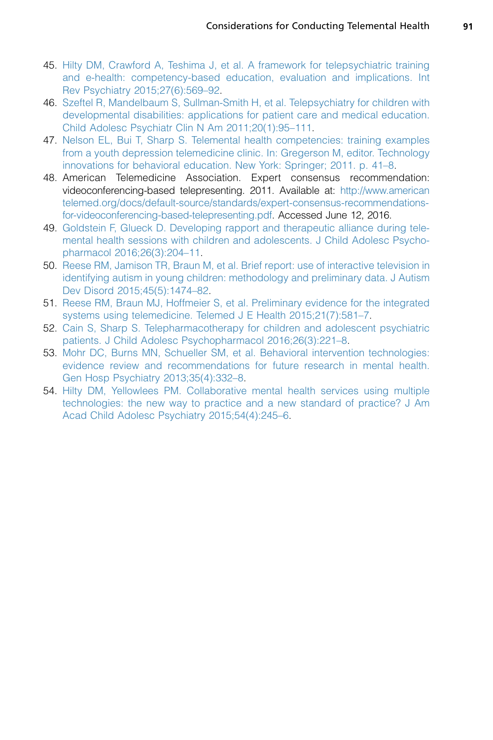45. Hilty DM, Crawford A, Teshima J, et al. A framework for telepsychiatric training and e-health: competency-based education, evaluation and implications. Int Rev Psychiatry 2015;27(6):569–92.
46. Szeftel R, Mandelbaum S, Sullman-Smith H, et al. Telepsychiatry for children with developmental disabilities: applications for patient care and medical education. Child Adolesc Psychiatr Clin N Am 2011;20(1):95–111.
47. Nelson EL, Bui T, Sharp S. Telemental health competencies: training examples from a youth depression telemedicine clinic. In: Gregerson M, editor. Technology innovations for behavioral education. New York: Springer; 2011. p. 41–8.
48. American Telemedicine Association. Expert consensus recommendation: videoconferencing-based telepresenting. 2011. Available at: http://www.americantelemed.org/docs/default-source/standards/expert-consensus-recommendations-for-videoconferencing-based-telepresenting.pdf. Accessed June 12, 2016.
49. Goldstein F, Glueck D. Developing rapport and therapeutic alliance during telemental health sessions with children and adolescents. J Child Adolesc Psychopharmacol 2016;26(3):204–11.
50. Reese RM, Jamison TR, Braun M, et al. Brief report: use of interactive television in identifying autism in young children: methodology and preliminary data. J Autism Dev Disord 2015;45(5):1474–82.
51. Reese RM, Braun MJ, Hoffmeier S, et al. Preliminary evidence for the integrated systems using telemedicine. Telemed J E Health 2015;21(7):581–7.
52. Cain S, Sharp S. Telepharmacotherapy for children and adolescent psychiatric patients. J Child Adolesc Psychopharmacol 2016;26(3):221–8.
53. Mohr DC, Burns MN, Schueller SM, et al. Behavioral intervention technologies: evidence review and recommendations for future research in mental health. Gen Hosp Psychiatry 2013;35(4):332–8.
54. Hilty DM, Yellowlees PM. Collaborative mental health services using multiple technologies: the new way to practice and a new standard of practice? J Am Acad Child Adolesc Psychiatry 2015;54(4):245–6.